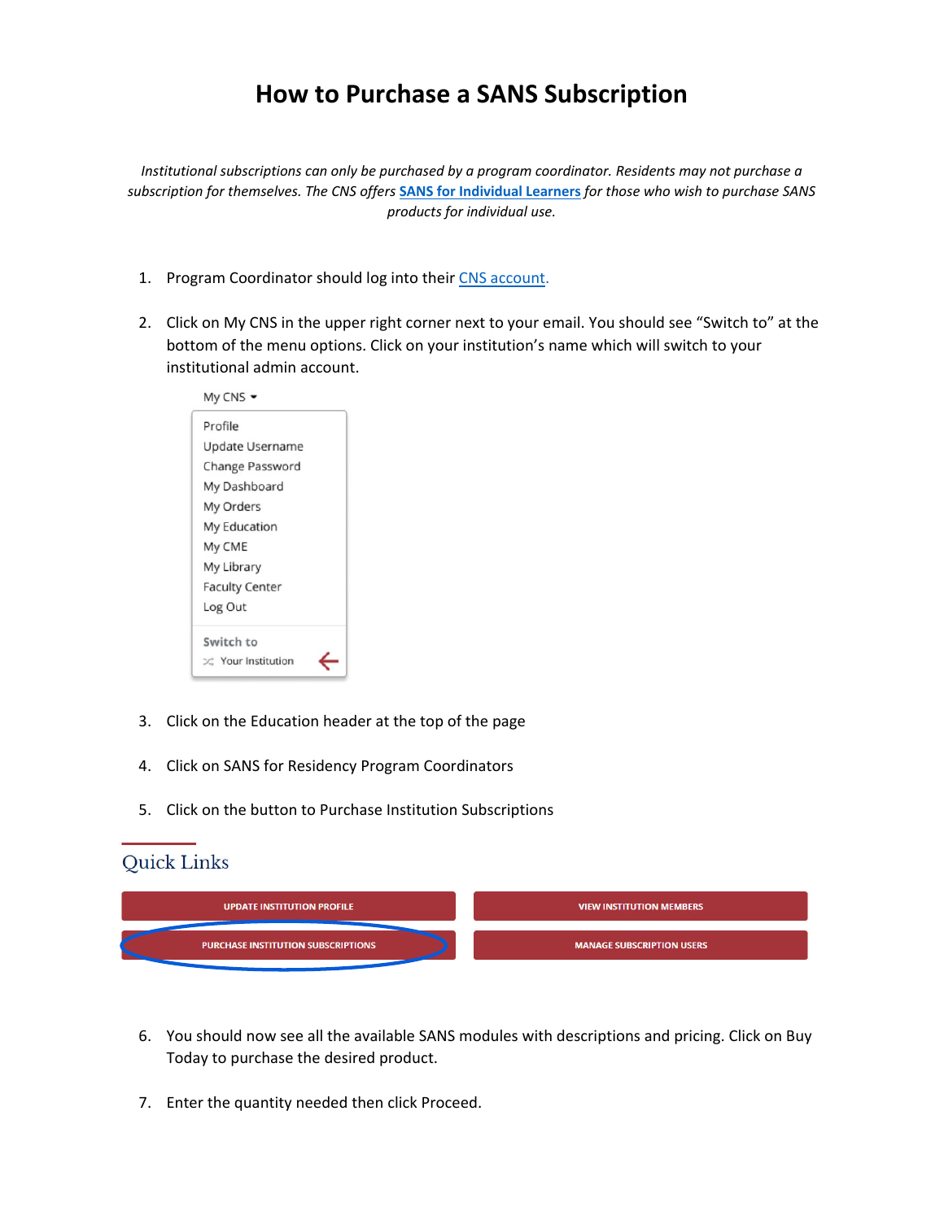# How to Purchase a SANS Subscription

*Institutional subscriptions can only be purchased by a program coordinator. Residents may not purchase a subscription for themselves. The CNS offers* ***SANS for Individual Learners*** *for those who wish to purchase SANS products for individual use.*

1. Program Coordinator should log into their CNS account.

2. Click on My CNS in the upper right corner next to your email. You should see "Switch to" at the bottom of the menu options. Click on your institution's name which will switch to your institutional admin account.

   My CNS
   - Profile
   - Update Username
   - Change Password
   - My Dashboard
   - My Orders
   - My Education
   - My CME
   - My Library
   - Faculty Center
   - Log Out

   Switch to
   - Your Institution

3. Click on the Education header at the top of the page

4. Click on SANS for Residency Program Coordinators

5. Click on the button to Purchase Institution Subscriptions

   Quick Links
   - UPDATE INSTITUTION PROFILE
   - VIEW INSTITUTION MEMBERS
   - PURCHASE INSTITUTION SUBSCRIPTIONS
   - MANAGE SUBSCRIPTION USERS

6. You should now see all the available SANS modules with descriptions and pricing. Click on Buy Today to purchase the desired product.

7. Enter the quantity needed then click Proceed.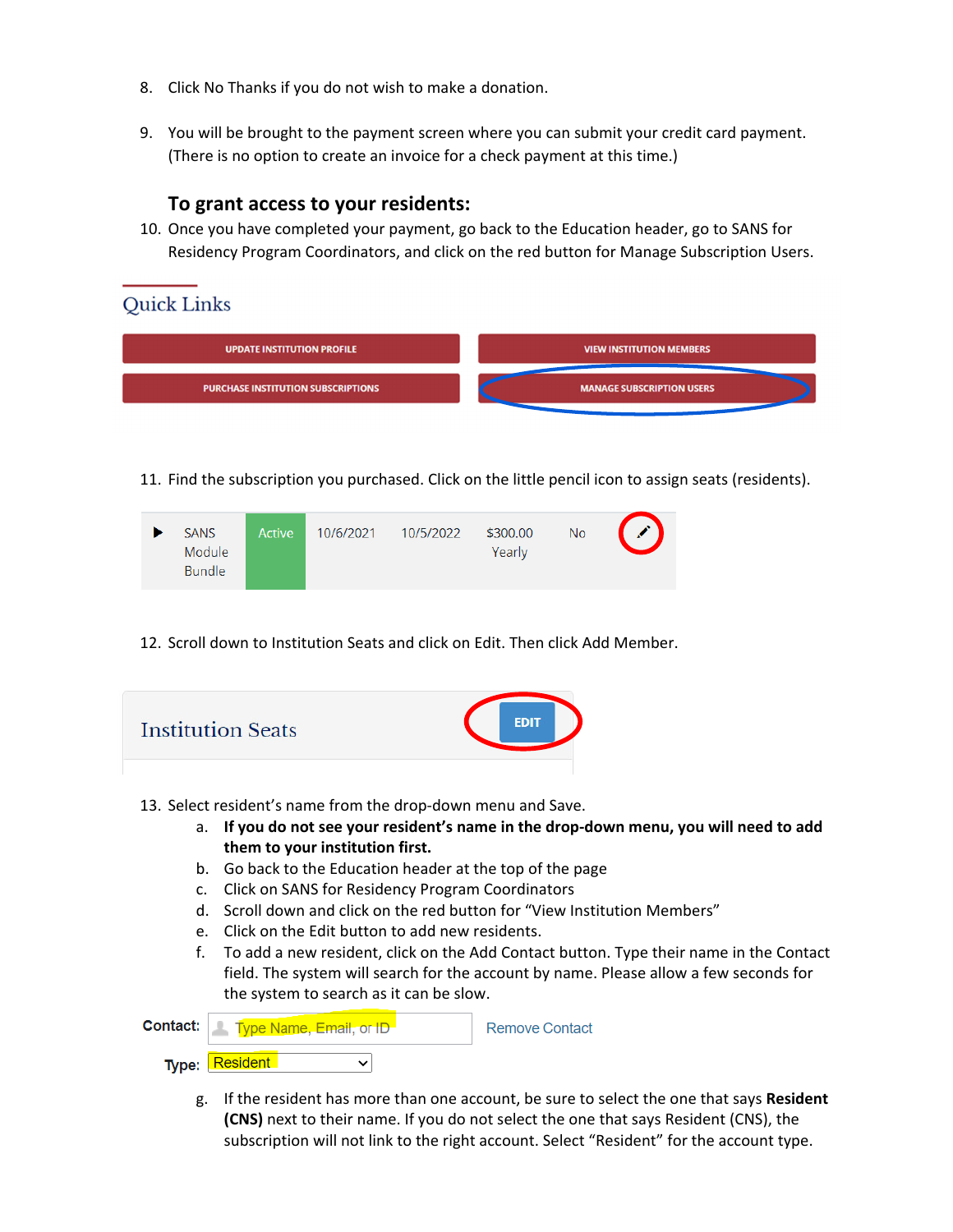8. Click No Thanks if you do not wish to make a donation.

9. You will be brought to the payment screen where you can submit your credit card payment. (There is no option to create an invoice for a check payment at this time.)

### To grant access to your residents:

10. Once you have completed your payment, go back to the Education header, go to SANS for Residency Program Coordinators, and click on the red button for Manage Subscription Users.

Quick Links

UPDATE INSTITUTION PROFILE | VIEW INSTITUTION MEMBERS

PURCHASE INSTITUTION SUBSCRIPTIONS | MANAGE SUBSCRIPTION USERS

11. Find the subscription you purchased. Click on the little pencil icon to assign seats (residents).

| | | | | | | |
|---|---|---|---|---|---|---|
| SANS Module Bundle | Active | 10/6/2021 | 10/5/2022 | $300.00 Yearly | No | ✎ |

12. Scroll down to Institution Seats and click on Edit. Then click Add Member.

Institution Seats — EDIT

13. Select resident's name from the drop-down menu and Save.
    a. **If you do not see your resident's name in the drop-down menu, you will need to add them to your institution first.**
    b. Go back to the Education header at the top of the page
    c. Click on SANS for Residency Program Coordinators
    d. Scroll down and click on the red button for "View Institution Members"
    e. Click on the Edit button to add new residents.
    f. To add a new resident, click on the Add Contact button. Type their name in the Contact field. The system will search for the account by name. Please allow a few seconds for the system to search as it can be slow.

**Contact:** Type Name, Email, or ID — Remove Contact

**Type:** Resident

    g. If the resident has more than one account, be sure to select the one that says **Resident (CNS)** next to their name. If you do not select the one that says Resident (CNS), the subscription will not link to the right account. Select "Resident" for the account type.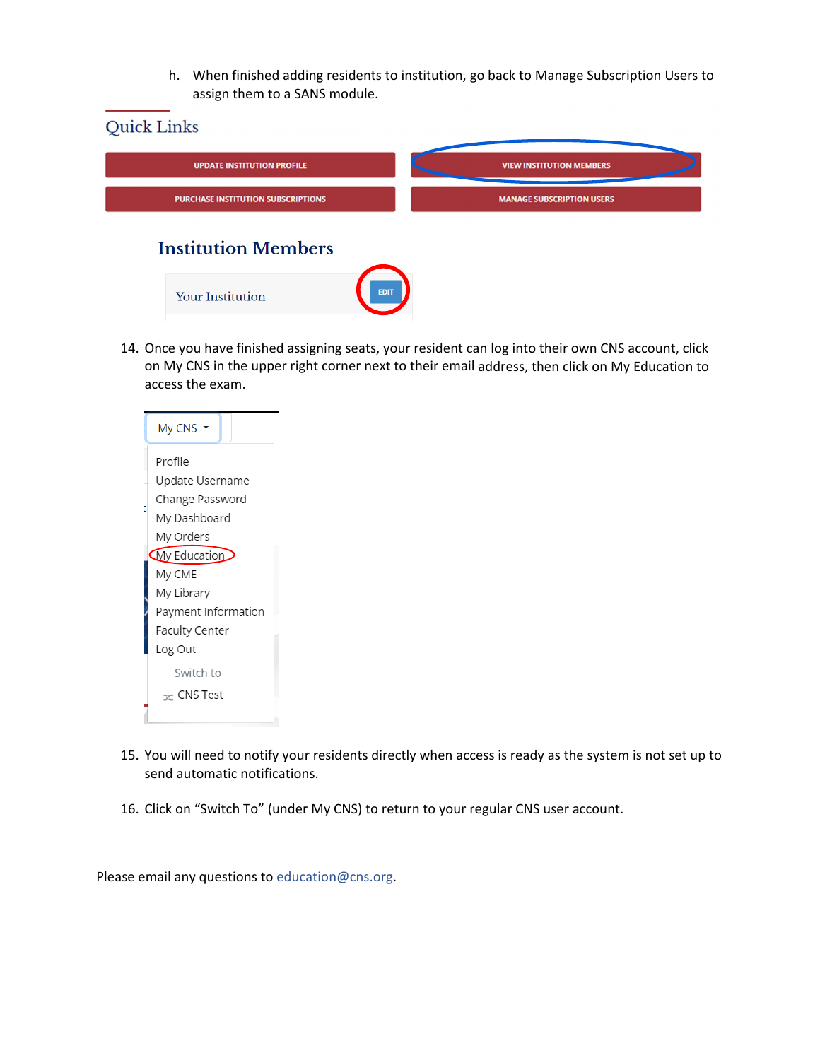h. When finished adding residents to institution, go back to Manage Subscription Users to assign them to a SANS module.

Quick Links

UPDATE INSTITUTION PROFILE

VIEW INSTITUTION MEMBERS

PURCHASE INSTITUTION SUBSCRIPTIONS

MANAGE SUBSCRIPTION USERS

Institution Members

Your Institution EDIT

14. Once you have finished assigning seats, your resident can log into their own CNS account, click on My CNS in the upper right corner next to their email address, then click on My Education to access the exam.

My CNS

- Profile
- Update Username
- Change Password
- My Dashboard
- My Orders
- My Education
- My CME
- My Library
- Payment Information
- Faculty Center
- Log Out

Switch to

CNS Test

15. You will need to notify your residents directly when access is ready as the system is not set up to send automatic notifications.

16. Click on "Switch To" (under My CNS) to return to your regular CNS user account.

Please email any questions to education@cns.org.